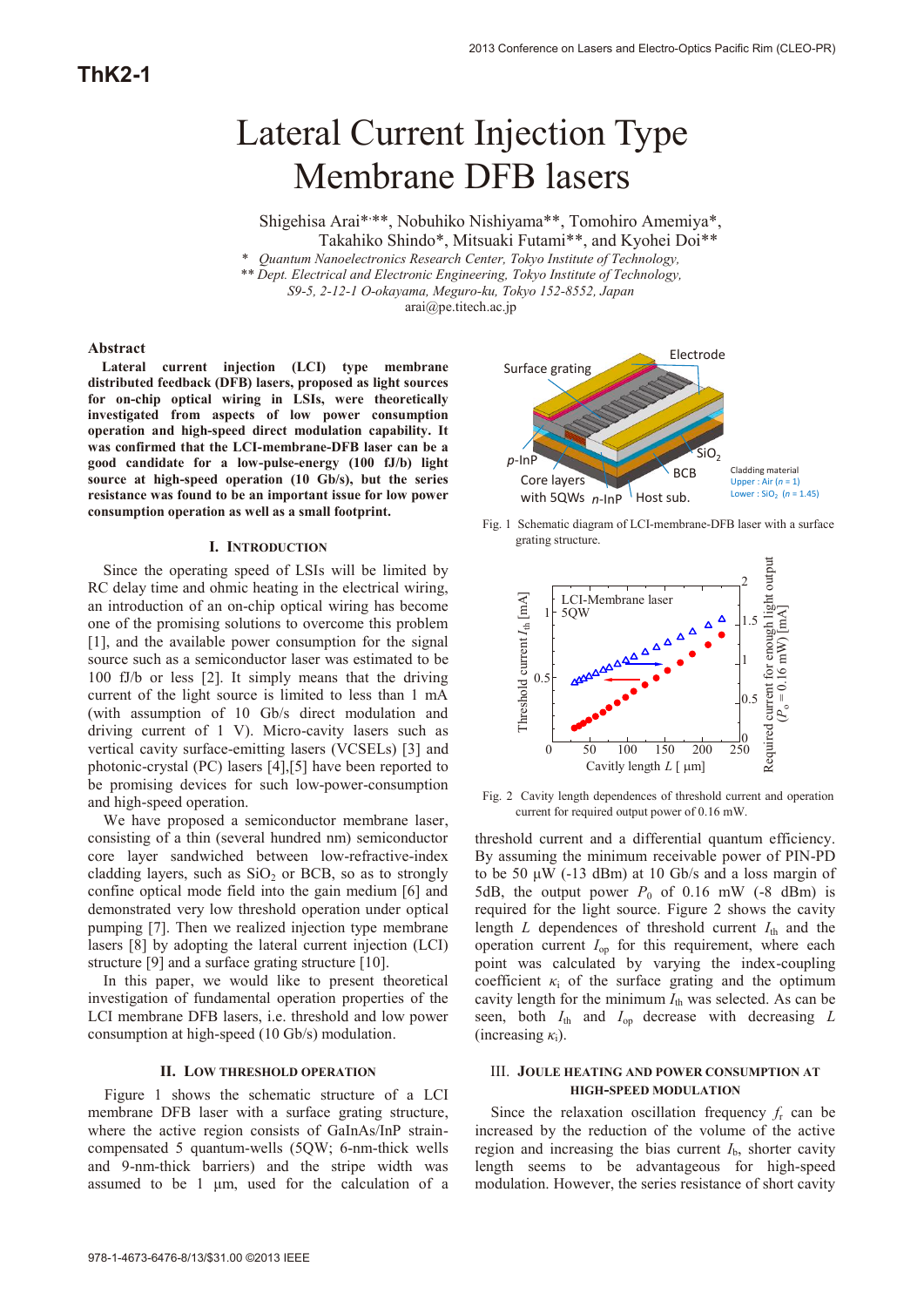ThK2-1

# Lateral Current Injection Type Membrane DFB lasers

Shigehisa Arai*,**, Nobuhiko Nishiyama**, Tomohiro Amemiya*, Takahiko Shindo*, Mitsuaki Futami**, and Kyohei Doi**

*\* Quantum Nanoelectronics Research Center, Tokyo Institute of Technology,*
*\*\* Dept. Electrical and Electronic Engineering, Tokyo Institute of Technology,*
*S9-5, 2-12-1 O-okayama, Meguro-ku, Tokyo 152-8552, Japan*
arai@pe.titech.ac.jp

## Abstract

**Lateral current injection (LCI) type membrane distributed feedback (DFB) lasers, proposed as light sources for on-chip optical wiring in LSIs, were theoretically investigated from aspects of low power consumption operation and high-speed direct modulation capability. It was confirmed that the LCI-membrane-DFB laser can be a good candidate for a low-pulse-energy (100 fJ/b) light source at high-speed operation (10 Gb/s), but the series resistance was found to be an important issue for low power consumption operation as well as a small footprint.**

## I. Introduction

Since the operating speed of LSIs will be limited by RC delay time and ohmic heating in the electrical wiring, an introduction of an on-chip optical wiring has become one of the promising solutions to overcome this problem [1], and the available power consumption for the signal source such as a semiconductor laser was estimated to be 100 fJ/b or less [2]. It simply means that the driving current of the light source is limited to less than 1 mA (with assumption of 10 Gb/s direct modulation and driving current of 1 V). Micro-cavity lasers such as vertical cavity surface-emitting lasers (VCSELs) [3] and photonic-crystal (PC) lasers [4],[5] have been reported to be promising devices for such low-power-consumption and high-speed operation.

We have proposed a semiconductor membrane laser, consisting of a thin (several hundred nm) semiconductor core layer sandwiched between low-refractive-index cladding layers, such as $SiO_2$ or BCB, so as to strongly confine optical mode field into the gain medium [6] and demonstrated very low threshold operation under optical pumping [7]. Then we realized injection type membrane lasers [8] by adopting the lateral current injection (LCI) structure [9] and a surface grating structure [10].

In this paper, we would like to present theoretical investigation of fundamental operation properties of the LCI membrane DFB lasers, i.e. threshold and low power consumption at high-speed (10 Gb/s) modulation.

## II. Low Threshold Operation

Figure 1 shows the schematic structure of a LCI membrane DFB laser with a surface grating structure, where the active region consists of GaInAs/InP strain-compensated 5 quantum-wells (5QW; 6-nm-thick wells and 9-nm-thick barriers) and the stripe width was assumed to be 1 μm, used for the calculation of a

Fig. 1 Schematic diagram of LCI-membrane-DFB laser with a surface grating structure.

Fig. 2 Cavity length dependences of threshold current and operation current for required output power of 0.16 mW.

threshold current and a differential quantum efficiency. By assuming the minimum receivable power of PIN-PD to be 50 μW (-13 dBm) at 10 Gb/s and a loss margin of 5dB, the output power $P_0$ of 0.16 mW (-8 dBm) is required for the light source. Figure 2 shows the cavity length $L$ dependences of threshold current $I_{th}$ and the operation current $I_{op}$ for this requirement, where each point was calculated by varying the index-coupling coefficient $\kappa_i$ of the surface grating and the optimum cavity length for the minimum $I_{th}$ was selected. As can be seen, both $I_{th}$ and $I_{op}$ decrease with decreasing $L$ (increasing $\kappa_i$).

## III. Joule Heating and Power Consumption at High-Speed Modulation

Since the relaxation oscillation frequency $f_r$ can be increased by the reduction of the volume of the active region and increasing the bias current $I_b$, shorter cavity length seems to be advantageous for high-speed modulation. However, the series resistance of short cavity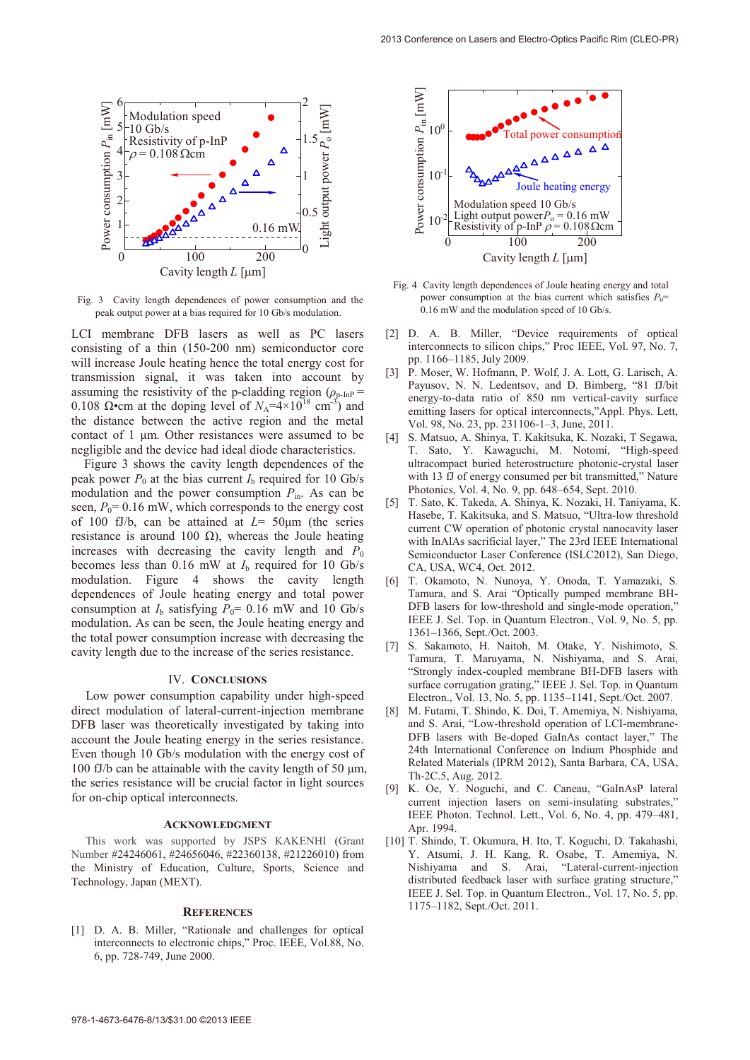Power consumption $P_{in}$ [mW]
Light output power $P_o$ [mW]
Modulation speed
10 Gb/s
Resistivity of p-InP
$\rho = 0.108\ \Omega$cm
0.16 mW
Cavity length $L$ [μm]
0 100 200
0 1 2 3 4 5 6
0 0.5 1 1.5 2

Fig. 3 Cavity length dependences of power consumption and the peak output power at a bias required for 10 Gb/s modulation.

Power consumption $P_{in}$ [mW]
$10^0$
$10^{-1}$
$10^{-2}$
Total power consumption
Joule heating energy
Modulation speed 10 Gb/s
Light output power $P_o$ = 0.16 mW
Resistivity of p-InP $\rho = 0.108\ \Omega$cm
Cavity length $L$ [μm]
0 100 200

Fig. 4 Cavity length dependences of Joule heating energy and total power consumption at the bias current which satisfies $P_0$= 0.16 mW and the modulation speed of 10 Gb/s.

LCI membrane DFB lasers as well as PC lasers consisting of a thin (150-200 nm) semiconductor core will increase Joule heating hence the total energy cost for transmission signal, it was taken into account by assuming the resistivity of the p-cladding region ($\rho_{p\text{-InP}}$ = 0.108 Ω•cm at the doping level of $N_A$=4×10$^{18}$ cm$^{-3}$) and the distance between the active region and the metal contact of 1 µm. Other resistances were assumed to be negligible and the device had ideal diode characteristics.

Figure 3 shows the cavity length dependences of the peak power $P_0$ at the bias current $I_b$ required for 10 Gb/s modulation and the power consumption $P_{in}$. As can be seen, $P_0$= 0.16 mW, which corresponds to the energy cost of 100 fJ/b, can be attained at $L$= 50µm (the series resistance is around 100 Ω), whereas the Joule heating increases with decreasing the cavity length and $P_0$ becomes less than 0.16 mW at $I_b$ required for 10 Gb/s modulation. Figure 4 shows the cavity length dependences of Joule heating energy and total power consumption at $I_b$ satisfying $P_0$= 0.16 mW and 10 Gb/s modulation. As can be seen, the Joule heating energy and the total power consumption increase with decreasing the cavity length due to the increase of the series resistance.

## IV. Conclusions

Low power consumption capability under high-speed direct modulation of lateral-current-injection membrane DFB laser was theoretically investigated by taking into account the Joule heating energy in the series resistance. Even though 10 Gb/s modulation with the energy cost of 100 fJ/b can be attainable with the cavity length of 50 µm, the series resistance will be crucial factor in light sources for on-chip optical interconnects.

## Acknowledgment

This work was supported by JSPS KAKENHI (Grant Number #24246061, #24656046, #22360138, #21226010) from the Ministry of Education, Culture, Sports, Science and Technology, Japan (MEXT).

## References

[1] D. A. B. Miller, "Rationale and challenges for optical interconnects to electronic chips," Proc. IEEE, Vol.88, No. 6, pp. 728-749, June 2000.

[2] D. A. B. Miller, "Device requirements of optical interconnects to silicon chips," Proc IEEE, Vol. 97, No. 7, pp. 1166–1185, July 2009.

[3] P. Moser, W. Hofmann, P. Wolf, J. A. Lott, G. Larisch, A. Payusov, N. N. Ledentsov, and D. Bimberg, "81 fJ/bit energy-to-data ratio of 850 nm vertical-cavity surface emitting lasers for optical interconnects,"Appl. Phys. Lett, Vol. 98, No. 23, pp. 231106-1–3, June, 2011.

[4] S. Matsuo, A. Shinya, T. Kakitsuka, K. Nozaki, T Segawa, T. Sato, Y. Kawaguchi, M. Notomi, "High-speed ultracompact buried heterostructure photonic-crystal laser with 13 fJ of energy consumed per bit transmitted," Nature Photonics, Vol. 4, No. 9, pp. 648–654, Sept. 2010.

[5] T. Sato, A. Shinya, K. Nozaki, H. Taniyama, K. Hasebe, T. Kakitsuka, and S. Matsuo, "Ultra-low threshold current CW operation of photonic crystal nanocavity laser with InAlAs sacrificial layer," The 23rd IEEE International Semiconductor Laser Conference (ISLC2012), San Diego, CA, USA, WC4, Oct. 2012.

[6] T. Okamoto, N. Nunoya, Y. Onoda, T. Yamazaki, S. Tamura, and S. Arai "Optically pumped membrane BH-DFB lasers for low-threshold and single-mode operation," IEEE J. Sel. Top. in Quantum Electron., Vol. 9, No. 5, pp. 1361–1366, Sept./Oct. 2003.

[7] S. Sakamoto, H. Naitoh, M. Otake, Y. Nishimoto, S. Tamura, T. Maruyama, N. Nishiyama, and S. Arai, "Strongly index-coupled membrane BH-DFB lasers with surface corrugation grating," IEEE J. Sel. Top. in Quantum Electron., Vol. 13, No. 5, pp. 1135–1141, Sept./Oct. 2007.

[8] M. Futami, T. Shindo, K. Doi, T. Amemiya, N. Nishiyama, and S. Arai, "Low-threshold operation of LCI-membrane-DFB lasers with Be-doped GaInAs contact layer," The 24th International Conference on Indium Phosphide and Related Materials (IPRM 2012), Santa Barbara, CA, USA, Th-2C.5, Aug. 2012.

[9] K. Oe, Y. Noguchi, and C. Caneau, "GaInAsP lateral current injection lasers on semi-insulating substrates," IEEE Photon. Technol. Lett., Vol. 6, No. 4, pp. 479–481, Apr. 1994.

[10] T. Shindo, T. Okumura, H. Ito, T. Koguchi, D. Takahashi, Y. Atsumi, J. H. Kang, R. Osabe, T. Amemiya, N. Nishiyama and S. Arai, "Lateral-current-injection distributed feedback laser with surface grating structure," IEEE J. Sel. Top. in Quantum Electron., Vol. 17, No. 5, pp. 1175–1182, Sept./Oct. 2011.